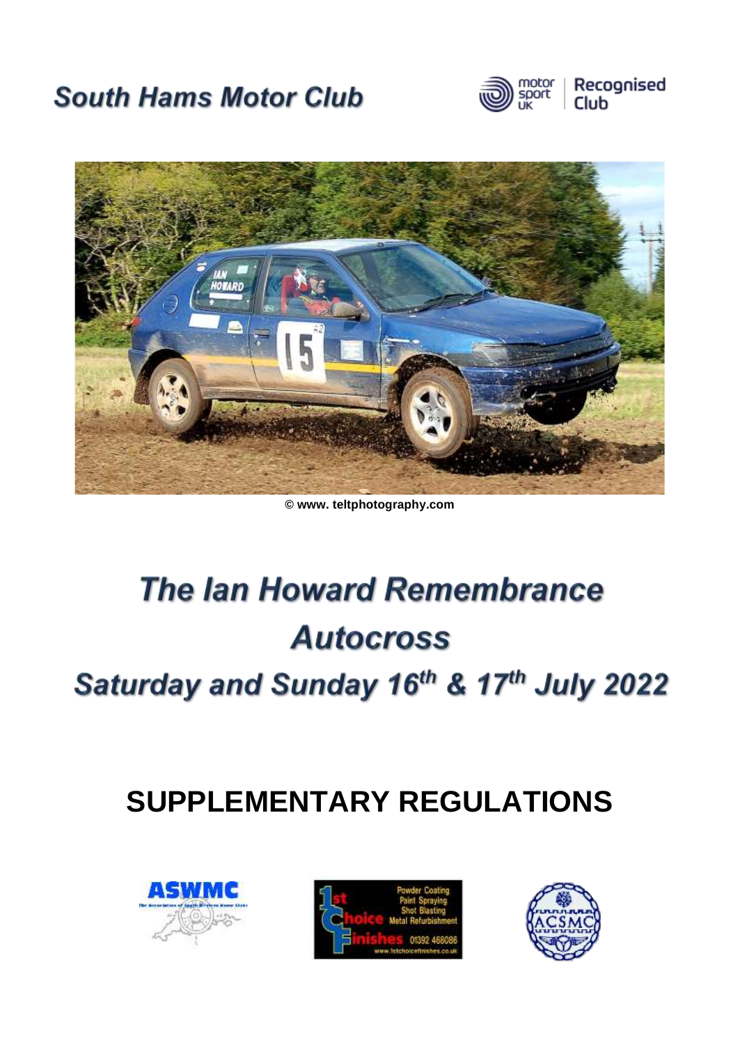# South Hams Motor Club

motor sport UK | Recognised Club

© www. teltphotography.com

# The Ian Howard Remembrance Autocross

## Saturday and Sunday 16th & 17th July 2022

# SUPPLEMENTARY REGULATIONS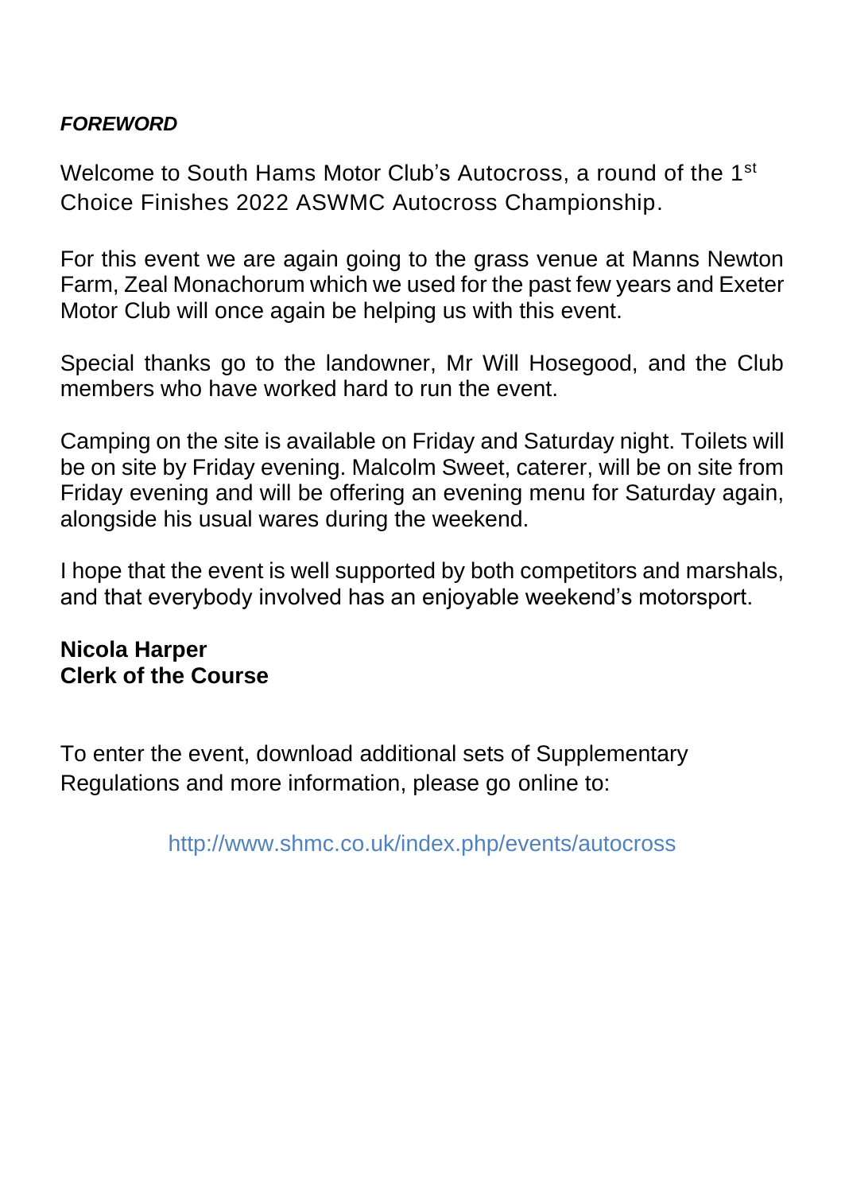***FOREWORD***

Welcome to South Hams Motor Club's Autocross, a round of the 1st Choice Finishes 2022 ASWMC Autocross Championship.

For this event we are again going to the grass venue at Manns Newton Farm, Zeal Monachorum which we used for the past few years and Exeter Motor Club will once again be helping us with this event.

Special thanks go to the landowner, Mr Will Hosegood, and the Club members who have worked hard to run the event.

Camping on the site is available on Friday and Saturday night. Toilets will be on site by Friday evening. Malcolm Sweet, caterer, will be on site from Friday evening and will be offering an evening menu for Saturday again, alongside his usual wares during the weekend.

I hope that the event is well supported by both competitors and marshals, and that everybody involved has an enjoyable weekend's motorsport.

**Nicola Harper**
**Clerk of the Course**

To enter the event, download additional sets of Supplementary Regulations and more information, please go online to:

http://www.shmc.co.uk/index.php/events/autocross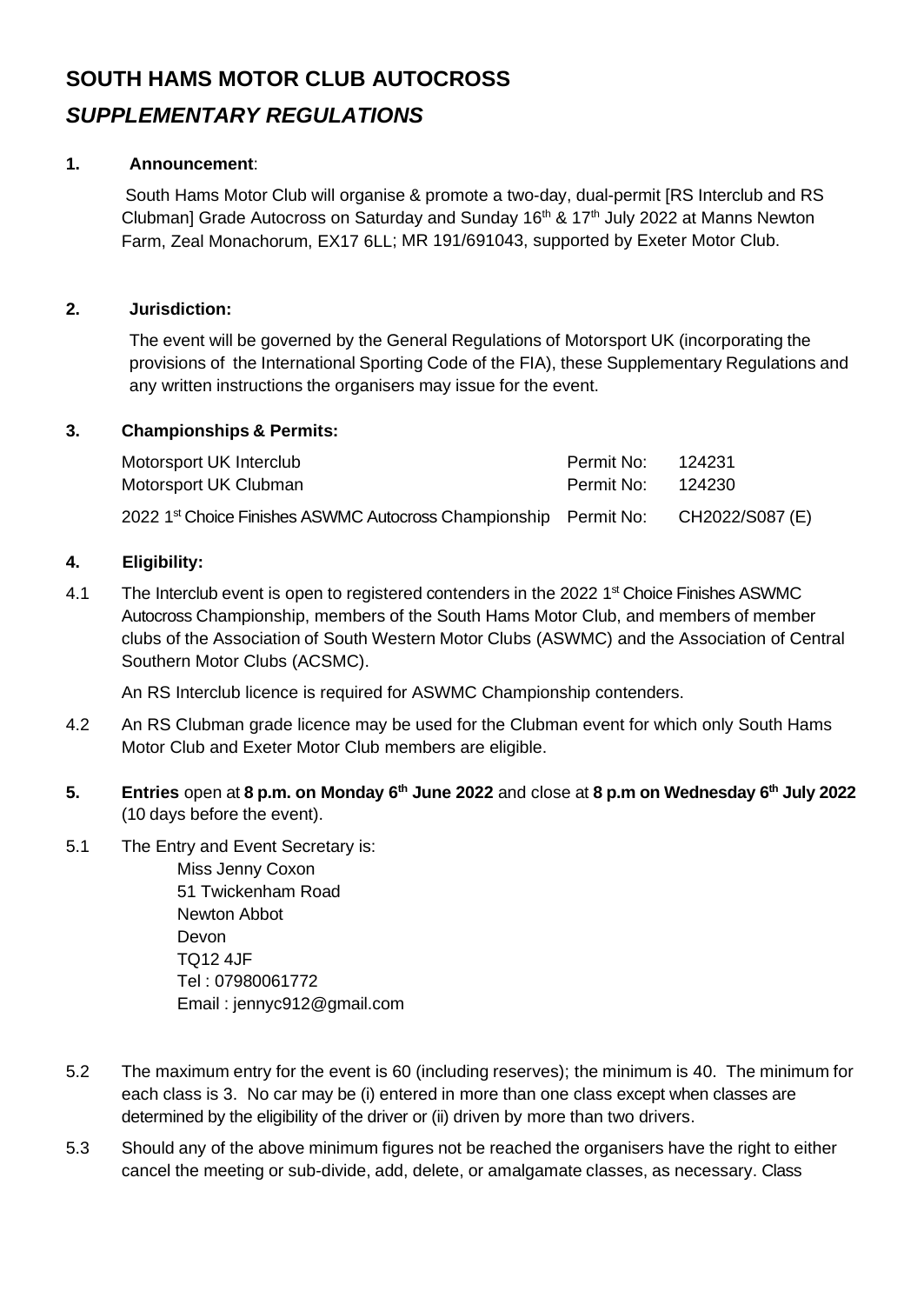# SOUTH HAMS MOTOR CLUB AUTOCROSS

## *SUPPLEMENTARY REGULATIONS*

**1. Announcement**:

South Hams Motor Club will organise & promote a two-day, dual-permit [RS Interclub and RS Clubman] Grade Autocross on Saturday and Sunday 16th & 17th July 2022 at Manns Newton Farm, Zeal Monachorum, EX17 6LL; MR 191/691043, supported by Exeter Motor Club.

**2. Jurisdiction:**

The event will be governed by the General Regulations of Motorsport UK (incorporating the provisions of the International Sporting Code of the FIA), these Supplementary Regulations and any written instructions the organisers may issue for the event.

**3. Championships & Permits:**

| | | |
|---|---|---|
| Motorsport UK Interclub | Permit No: | 124231 |
| Motorsport UK Clubman | Permit No: | 124230 |
| 2022 1st Choice Finishes ASWMC Autocross Championship | Permit No: | CH2022/S087 (E) |

**4. Eligibility:**

4.1 The Interclub event is open to registered contenders in the 2022 1st Choice Finishes ASWMC Autocross Championship, members of the South Hams Motor Club, and members of member clubs of the Association of South Western Motor Clubs (ASWMC) and the Association of Central Southern Motor Clubs (ACSMC).

An RS Interclub licence is required for ASWMC Championship contenders.

4.2 An RS Clubman grade licence may be used for the Clubman event for which only South Hams Motor Club and Exeter Motor Club members are eligible.

**5. Entries** open at **8 p.m. on Monday 6th June 2022** and close at **8 p.m on Wednesday 6th July 2022** (10 days before the event).

5.1 The Entry and Event Secretary is:

Miss Jenny Coxon
51 Twickenham Road
Newton Abbot
Devon
TQ12 4JF
Tel : 07980061772
Email : jennyc912@gmail.com

5.2 The maximum entry for the event is 60 (including reserves); the minimum is 40. The minimum for each class is 3. No car may be (i) entered in more than one class except when classes are determined by the eligibility of the driver or (ii) driven by more than two drivers.

5.3 Should any of the above minimum figures not be reached the organisers have the right to either cancel the meeting or sub-divide, add, delete, or amalgamate classes, as necessary. Class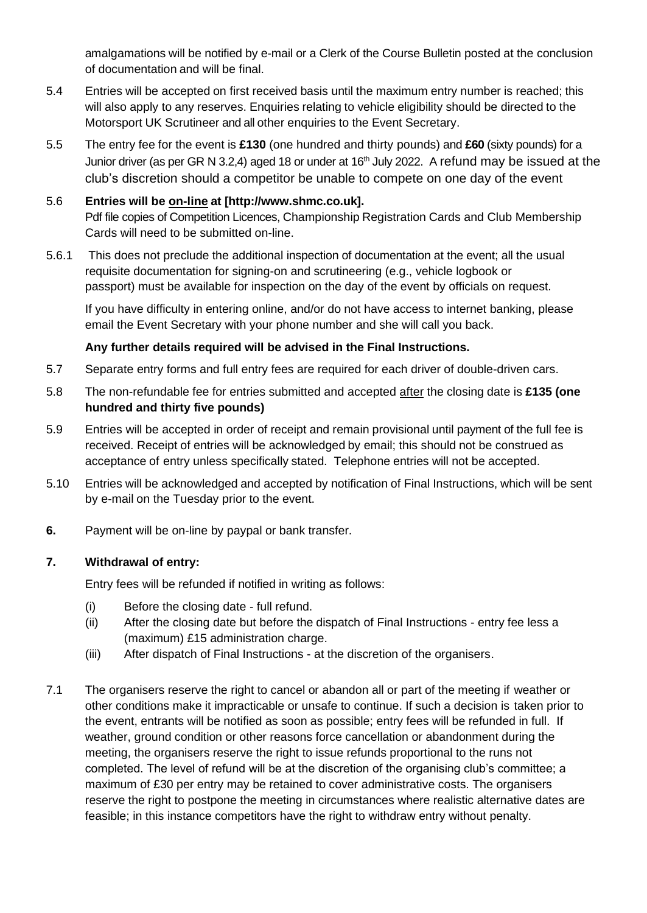amalgamations will be notified by e-mail or a Clerk of the Course Bulletin posted at the conclusion of documentation and will be final.

5.4 Entries will be accepted on first received basis until the maximum entry number is reached; this will also apply to any reserves. Enquiries relating to vehicle eligibility should be directed to the Motorsport UK Scrutineer and all other enquiries to the Event Secretary.

5.5 The entry fee for the event is **£130** (one hundred and thirty pounds) and **£60** (sixty pounds) for a Junior driver (as per GR N 3.2,4) aged 18 or under at 16th July 2022. A refund may be issued at the club's discretion should a competitor be unable to compete on one day of the event

5.6 **Entries will be on-line at [http://www.shmc.co.uk].**
Pdf file copies of Competition Licences, Championship Registration Cards and Club Membership Cards will need to be submitted on-line.

5.6.1 This does not preclude the additional inspection of documentation at the event; all the usual requisite documentation for signing-on and scrutineering (e.g., vehicle logbook or passport) must be available for inspection on the day of the event by officials on request.

If you have difficulty in entering online, and/or do not have access to internet banking, please email the Event Secretary with your phone number and she will call you back.

**Any further details required will be advised in the Final Instructions.**

5.7 Separate entry forms and full entry fees are required for each driver of double-driven cars.

5.8 The non-refundable fee for entries submitted and accepted after the closing date is **£135 (one hundred and thirty five pounds)**

5.9 Entries will be accepted in order of receipt and remain provisional until payment of the full fee is received. Receipt of entries will be acknowledged by email; this should not be construed as acceptance of entry unless specifically stated. Telephone entries will not be accepted.

5.10 Entries will be acknowledged and accepted by notification of Final Instructions, which will be sent by e-mail on the Tuesday prior to the event.

**6.** Payment will be on-line by paypal or bank transfer.

**7. Withdrawal of entry:**

Entry fees will be refunded if notified in writing as follows:

(i) Before the closing date - full refund.
(ii) After the closing date but before the dispatch of Final Instructions - entry fee less a (maximum) £15 administration charge.
(iii) After dispatch of Final Instructions - at the discretion of the organisers.

7.1 The organisers reserve the right to cancel or abandon all or part of the meeting if weather or other conditions make it impracticable or unsafe to continue. If such a decision is taken prior to the event, entrants will be notified as soon as possible; entry fees will be refunded in full. If weather, ground condition or other reasons force cancellation or abandonment during the meeting, the organisers reserve the right to issue refunds proportional to the runs not completed. The level of refund will be at the discretion of the organising club's committee; a maximum of £30 per entry may be retained to cover administrative costs. The organisers reserve the right to postpone the meeting in circumstances where realistic alternative dates are feasible; in this instance competitors have the right to withdraw entry without penalty.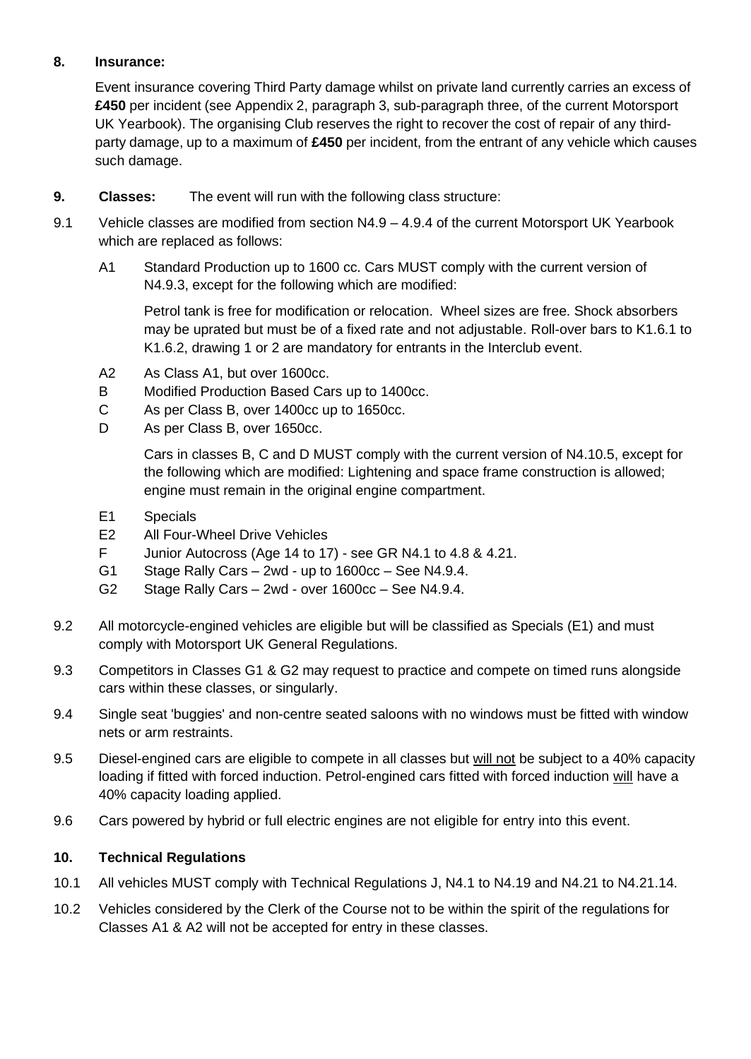## 8. Insurance:

Event insurance covering Third Party damage whilst on private land currently carries an excess of **£450** per incident (see Appendix 2, paragraph 3, sub-paragraph three, of the current Motorsport UK Yearbook). The organising Club reserves the right to recover the cost of repair of any third-party damage, up to a maximum of **£450** per incident, from the entrant of any vehicle which causes such damage.

## 9. Classes: The event will run with the following class structure:

9.1 Vehicle classes are modified from section N4.9 – 4.9.4 of the current Motorsport UK Yearbook which are replaced as follows:

A1 Standard Production up to 1600 cc. Cars MUST comply with the current version of N4.9.3, except for the following which are modified:

Petrol tank is free for modification or relocation. Wheel sizes are free. Shock absorbers may be uprated but must be of a fixed rate and not adjustable. Roll-over bars to K1.6.1 to K1.6.2, drawing 1 or 2 are mandatory for entrants in the Interclub event.

A2 As Class A1, but over 1600cc.
B Modified Production Based Cars up to 1400cc.
C As per Class B, over 1400cc up to 1650cc.
D As per Class B, over 1650cc.

Cars in classes B, C and D MUST comply with the current version of N4.10.5, except for the following which are modified: Lightening and space frame construction is allowed; engine must remain in the original engine compartment.

E1 Specials
E2 All Four-Wheel Drive Vehicles
F Junior Autocross (Age 14 to 17) - see GR N4.1 to 4.8 & 4.21.
G1 Stage Rally Cars – 2wd - up to 1600cc – See N4.9.4.
G2 Stage Rally Cars – 2wd - over 1600cc – See N4.9.4.

9.2 All motorcycle-engined vehicles are eligible but will be classified as Specials (E1) and must comply with Motorsport UK General Regulations.

9.3 Competitors in Classes G1 & G2 may request to practice and compete on timed runs alongside cars within these classes, or singularly.

9.4 Single seat 'buggies' and non-centre seated saloons with no windows must be fitted with window nets or arm restraints.

9.5 Diesel-engined cars are eligible to compete in all classes but <u>will not</u> be subject to a 40% capacity loading if fitted with forced induction. Petrol-engined cars fitted with forced induction <u>will</u> have a 40% capacity loading applied.

9.6 Cars powered by hybrid or full electric engines are not eligible for entry into this event.

## 10. Technical Regulations

10.1 All vehicles MUST comply with Technical Regulations J, N4.1 to N4.19 and N4.21 to N4.21.14.

10.2 Vehicles considered by the Clerk of the Course not to be within the spirit of the regulations for Classes A1 & A2 will not be accepted for entry in these classes.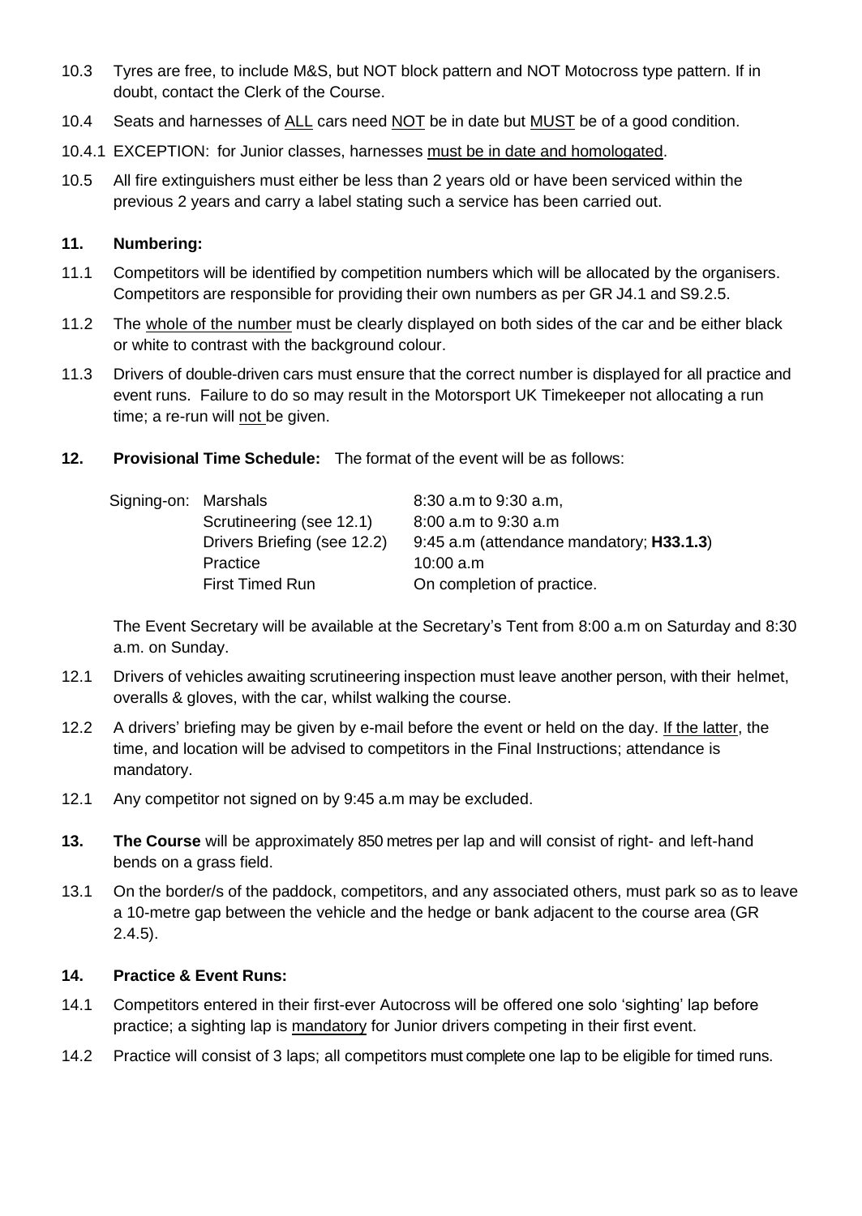10.3 Tyres are free, to include M&S, but NOT block pattern and NOT Motocross type pattern. If in doubt, contact the Clerk of the Course.

10.4 Seats and harnesses of ALL cars need NOT be in date but MUST be of a good condition.

10.4.1 EXCEPTION: for Junior classes, harnesses must be in date and homologated.

10.5 All fire extinguishers must either be less than 2 years old or have been serviced within the previous 2 years and carry a label stating such a service has been carried out.

**11. Numbering:**

11.1 Competitors will be identified by competition numbers which will be allocated by the organisers. Competitors are responsible for providing their own numbers as per GR J4.1 and S9.2.5.

11.2 The whole of the number must be clearly displayed on both sides of the car and be either black or white to contrast with the background colour.

11.3 Drivers of double-driven cars must ensure that the correct number is displayed for all practice and event runs. Failure to do so may result in the Motorsport UK Timekeeper not allocating a run time; a re-run will not be given.

**12. Provisional Time Schedule:** The format of the event will be as follows:

| | | |
|---|---|---|
| Signing-on: | Marshals | 8:30 a.m to 9:30 a.m, |
| | Scrutineering (see 12.1) | 8:00 a.m to 9:30 a.m |
| | Drivers Briefing (see 12.2) | 9:45 a.m (attendance mandatory; **H33.1.3**) |
| | Practice | 10:00 a.m |
| | First Timed Run | On completion of practice. |

The Event Secretary will be available at the Secretary's Tent from 8:00 a.m on Saturday and 8:30 a.m. on Sunday.

12.1 Drivers of vehicles awaiting scrutineering inspection must leave another person, with their helmet, overalls & gloves, with the car, whilst walking the course.

12.2 A drivers' briefing may be given by e-mail before the event or held on the day. If the latter, the time, and location will be advised to competitors in the Final Instructions; attendance is mandatory.

12.1 Any competitor not signed on by 9:45 a.m may be excluded.

**13. The Course** will be approximately 850 metres per lap and will consist of right- and left-hand bends on a grass field.

13.1 On the border/s of the paddock, competitors, and any associated others, must park so as to leave a 10-metre gap between the vehicle and the hedge or bank adjacent to the course area (GR 2.4.5).

**14. Practice & Event Runs:**

14.1 Competitors entered in their first-ever Autocross will be offered one solo 'sighting' lap before practice; a sighting lap is mandatory for Junior drivers competing in their first event.

14.2 Practice will consist of 3 laps; all competitors must complete one lap to be eligible for timed runs.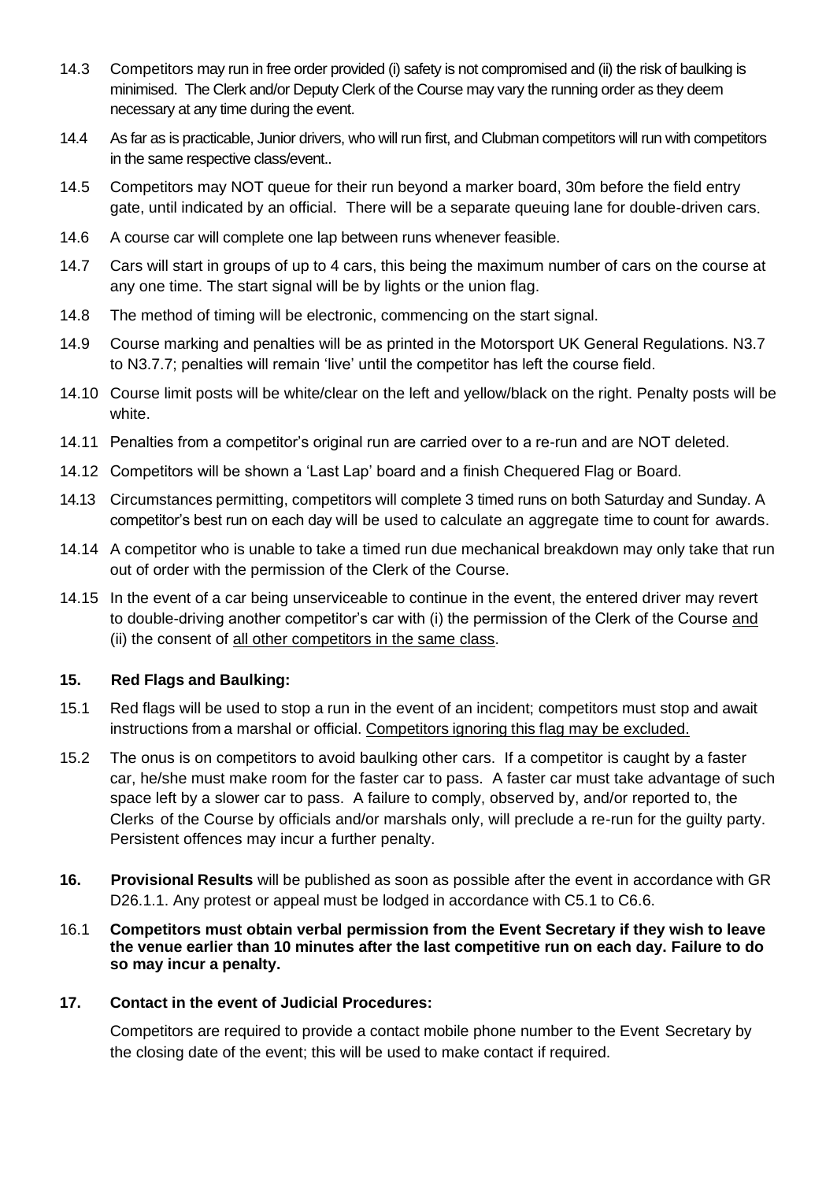14.3 Competitors may run in free order provided (i) safety is not compromised and (ii) the risk of baulking is minimised. The Clerk and/or Deputy Clerk of the Course may vary the running order as they deem necessary at any time during the event.

14.4 As far as is practicable, Junior drivers, who will run first, and Clubman competitors will run with competitors in the same respective class/event..

14.5 Competitors may NOT queue for their run beyond a marker board, 30m before the field entry gate, until indicated by an official. There will be a separate queuing lane for double-driven cars.

14.6 A course car will complete one lap between runs whenever feasible.

14.7 Cars will start in groups of up to 4 cars, this being the maximum number of cars on the course at any one time. The start signal will be by lights or the union flag.

14.8 The method of timing will be electronic, commencing on the start signal.

14.9 Course marking and penalties will be as printed in the Motorsport UK General Regulations. N3.7 to N3.7.7; penalties will remain 'live' until the competitor has left the course field.

14.10 Course limit posts will be white/clear on the left and yellow/black on the right. Penalty posts will be white.

14.11 Penalties from a competitor's original run are carried over to a re-run and are NOT deleted.

14.12 Competitors will be shown a 'Last Lap' board and a finish Chequered Flag or Board.

14.13 Circumstances permitting, competitors will complete 3 timed runs on both Saturday and Sunday. A competitor's best run on each day will be used to calculate an aggregate time to count for awards.

14.14 A competitor who is unable to take a timed run due mechanical breakdown may only take that run out of order with the permission of the Clerk of the Course.

14.15 In the event of a car being unserviceable to continue in the event, the entered driver may revert to double-driving another competitor's car with (i) the permission of the Clerk of the Course <u>and</u> (ii) the consent of <u>all other competitors in the same class</u>.

## 15. Red Flags and Baulking:

15.1 Red flags will be used to stop a run in the event of an incident; competitors must stop and await instructions from a marshal or official. <u>Competitors ignoring this flag may be excluded.</u>

15.2 The onus is on competitors to avoid baulking other cars. If a competitor is caught by a faster car, he/she must make room for the faster car to pass. A faster car must take advantage of such space left by a slower car to pass. A failure to comply, observed by, and/or reported to, the Clerks of the Course by officials and/or marshals only, will preclude a re-run for the guilty party. Persistent offences may incur a further penalty.

**16. Provisional Results** will be published as soon as possible after the event in accordance with GR D26.1.1. Any protest or appeal must be lodged in accordance with C5.1 to C6.6.

16.1 **Competitors must obtain verbal permission from the Event Secretary if they wish to leave the venue earlier than 10 minutes after the last competitive run on each day. Failure to do so may incur a penalty.**

## 17. Contact in the event of Judicial Procedures:

Competitors are required to provide a contact mobile phone number to the Event Secretary by the closing date of the event; this will be used to make contact if required.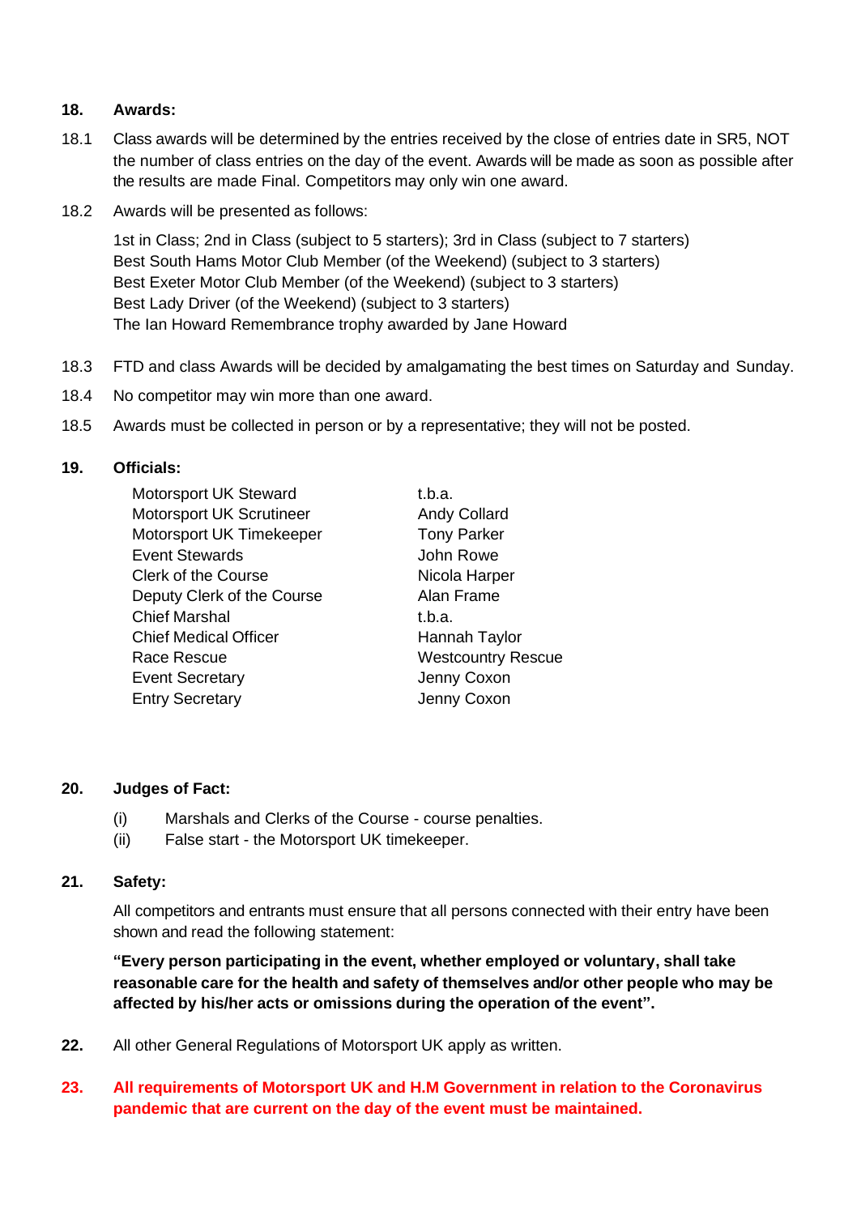## 18. Awards:

18.1 Class awards will be determined by the entries received by the close of entries date in SR5, NOT the number of class entries on the day of the event. Awards will be made as soon as possible after the results are made Final. Competitors may only win one award.

18.2 Awards will be presented as follows:

1st in Class; 2nd in Class (subject to 5 starters); 3rd in Class (subject to 7 starters)
Best South Hams Motor Club Member (of the Weekend) (subject to 3 starters)
Best Exeter Motor Club Member (of the Weekend) (subject to 3 starters)
Best Lady Driver (of the Weekend) (subject to 3 starters)
The Ian Howard Remembrance trophy awarded by Jane Howard

18.3 FTD and class Awards will be decided by amalgamating the best times on Saturday and Sunday.

18.4 No competitor may win more than one award.

18.5 Awards must be collected in person or by a representative; they will not be posted.

## 19. Officials:

| | |
|---|---|
| Motorsport UK Steward | t.b.a. |
| Motorsport UK Scrutineer | Andy Collard |
| Motorsport UK Timekeeper | Tony Parker |
| Event Stewards | John Rowe |
| Clerk of the Course | Nicola Harper |
| Deputy Clerk of the Course | Alan Frame |
| Chief Marshal | t.b.a. |
| Chief Medical Officer | Hannah Taylor |
| Race Rescue | Westcountry Rescue |
| Event Secretary | Jenny Coxon |
| Entry Secretary | Jenny Coxon |

## 20. Judges of Fact:

(i) Marshals and Clerks of the Course - course penalties.
(ii) False start - the Motorsport UK timekeeper.

## 21. Safety:

All competitors and entrants must ensure that all persons connected with their entry have been shown and read the following statement:

**"Every person participating in the event, whether employed or voluntary, shall take reasonable care for the health and safety of themselves and/or other people who may be affected by his/her acts or omissions during the operation of the event".**

**22.** All other General Regulations of Motorsport UK apply as written.

**23. All requirements of Motorsport UK and H.M Government in relation to the Coronavirus pandemic that are current on the day of the event must be maintained.**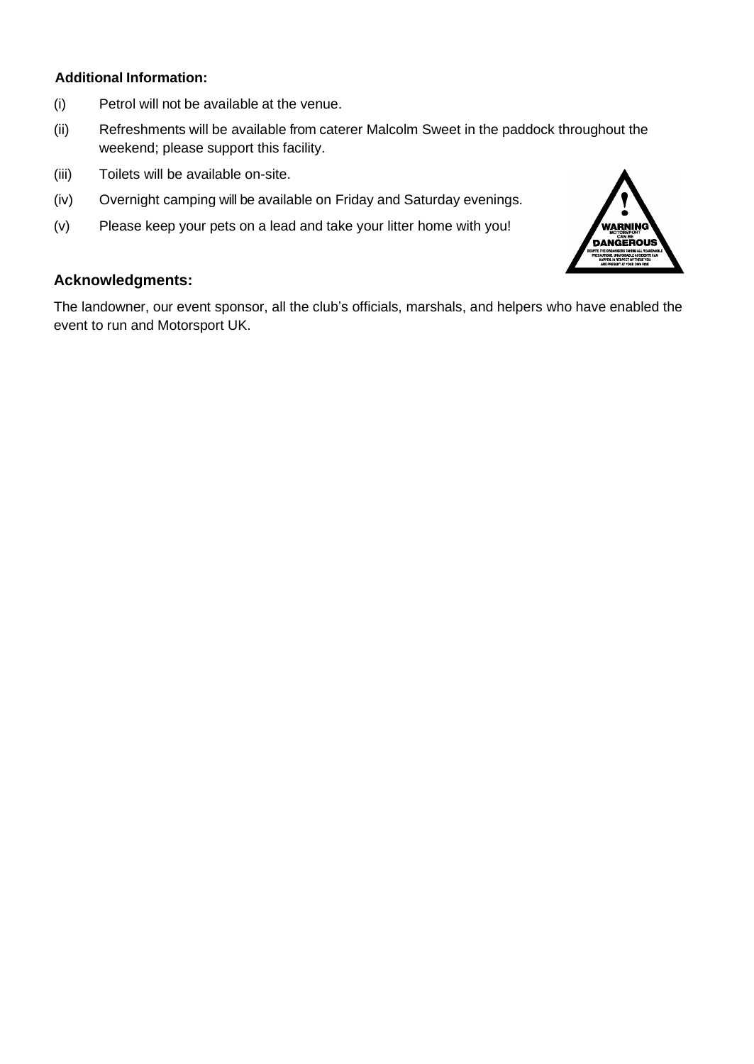**Additional Information:**

(i) Petrol will not be available at the venue.

(ii) Refreshments will be available from caterer Malcolm Sweet in the paddock throughout the weekend; please support this facility.

(iii) Toilets will be available on-site.

(iv) Overnight camping will be available on Friday and Saturday evenings.

(v) Please keep your pets on a lead and take your litter home with you!

## Acknowledgments:

The landowner, our event sponsor, all the club's officials, marshals, and helpers who have enabled the event to run and Motorsport UK.